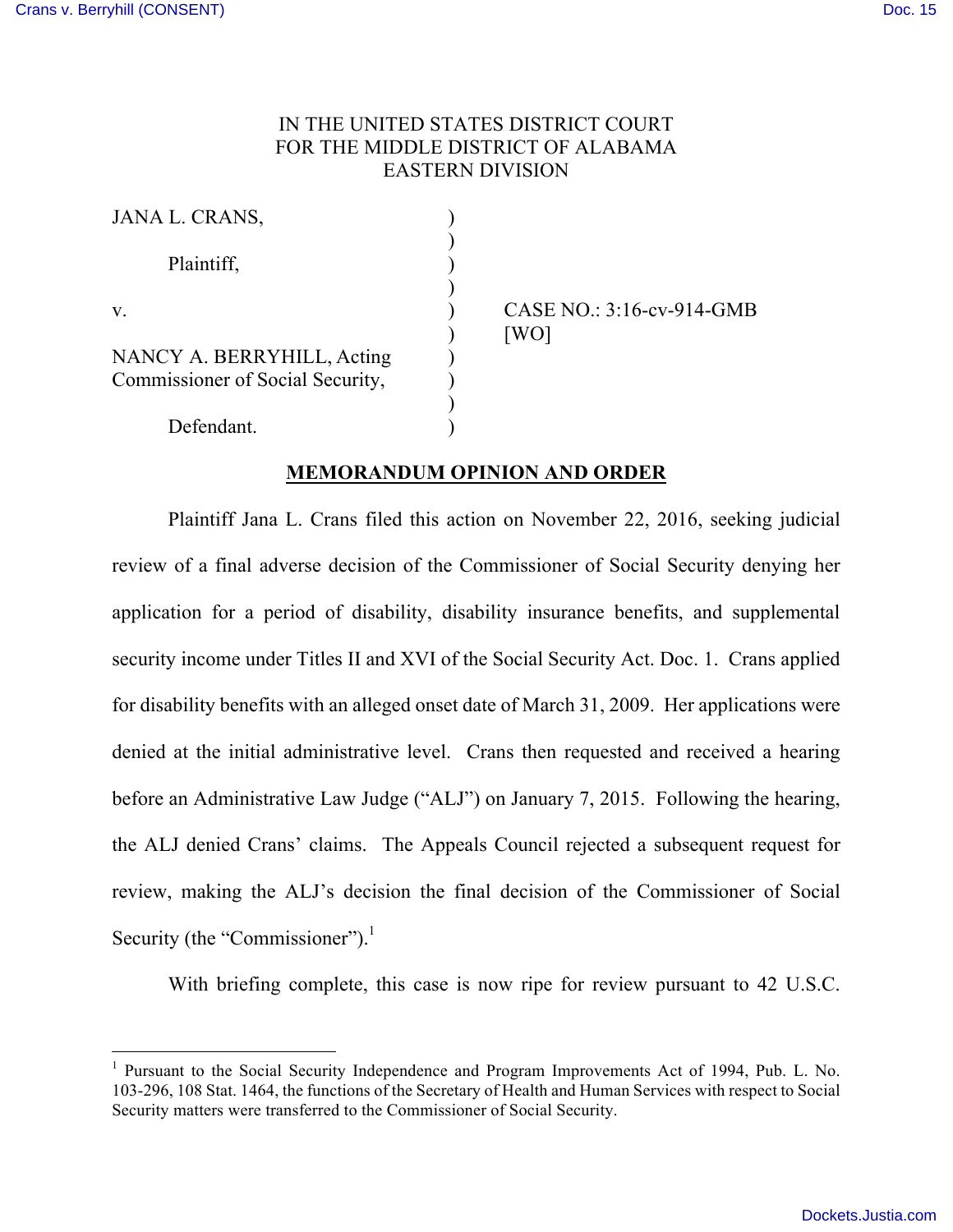IN THE UNITED STATES DISTRICT COURT
FOR THE MIDDLE DISTRICT OF ALABAMA
EASTERN DIVISION

JANA L. CRANS,

Plaintiff,

v.

NANCY A. BERRYHILL, Acting Commissioner of Social Security,

Defendant.

CASE NO.: 3:16-cv-914-GMB
[WO]

## MEMORANDUM OPINION AND ORDER

Plaintiff Jana L. Crans filed this action on November 22, 2016, seeking judicial review of a final adverse decision of the Commissioner of Social Security denying her application for a period of disability, disability insurance benefits, and supplemental security income under Titles II and XVI of the Social Security Act. Doc. 1. Crans applied for disability benefits with an alleged onset date of March 31, 2009. Her applications were denied at the initial administrative level. Crans then requested and received a hearing before an Administrative Law Judge ("ALJ") on January 7, 2015. Following the hearing, the ALJ denied Crans' claims. The Appeals Council rejected a subsequent request for review, making the ALJ's decision the final decision of the Commissioner of Social Security (the "Commissioner").[1]

With briefing complete, this case is now ripe for review pursuant to 42 U.S.C.

[1] Pursuant to the Social Security Independence and Program Improvements Act of 1994, Pub. L. No. 103-296, 108 Stat. 1464, the functions of the Secretary of Health and Human Services with respect to Social Security matters were transferred to the Commissioner of Social Security.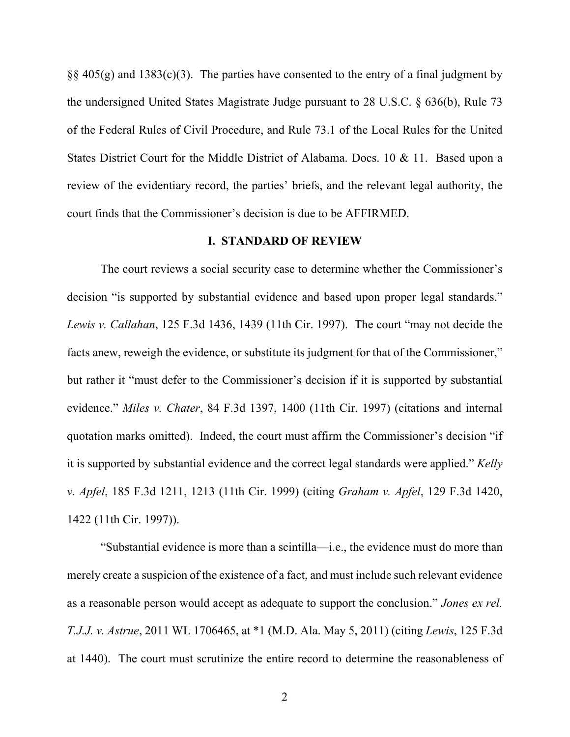§§ 405(g) and 1383(c)(3). The parties have consented to the entry of a final judgment by the undersigned United States Magistrate Judge pursuant to 28 U.S.C. § 636(b), Rule 73 of the Federal Rules of Civil Procedure, and Rule 73.1 of the Local Rules for the United States District Court for the Middle District of Alabama. Docs. 10 & 11. Based upon a review of the evidentiary record, the parties' briefs, and the relevant legal authority, the court finds that the Commissioner's decision is due to be AFFIRMED.

## I. STANDARD OF REVIEW

The court reviews a social security case to determine whether the Commissioner's decision "is supported by substantial evidence and based upon proper legal standards." *Lewis v. Callahan*, 125 F.3d 1436, 1439 (11th Cir. 1997). The court "may not decide the facts anew, reweigh the evidence, or substitute its judgment for that of the Commissioner," but rather it "must defer to the Commissioner's decision if it is supported by substantial evidence." *Miles v. Chater*, 84 F.3d 1397, 1400 (11th Cir. 1997) (citations and internal quotation marks omitted). Indeed, the court must affirm the Commissioner's decision "if it is supported by substantial evidence and the correct legal standards were applied." *Kelly v. Apfel*, 185 F.3d 1211, 1213 (11th Cir. 1999) (citing *Graham v. Apfel*, 129 F.3d 1420, 1422 (11th Cir. 1997)).

"Substantial evidence is more than a scintilla—i.e., the evidence must do more than merely create a suspicion of the existence of a fact, and must include such relevant evidence as a reasonable person would accept as adequate to support the conclusion." *Jones ex rel. T.J.J. v. Astrue*, 2011 WL 1706465, at *1 (M.D. Ala. May 5, 2011) (citing *Lewis*, 125 F.3d at 1440). The court must scrutinize the entire record to determine the reasonableness of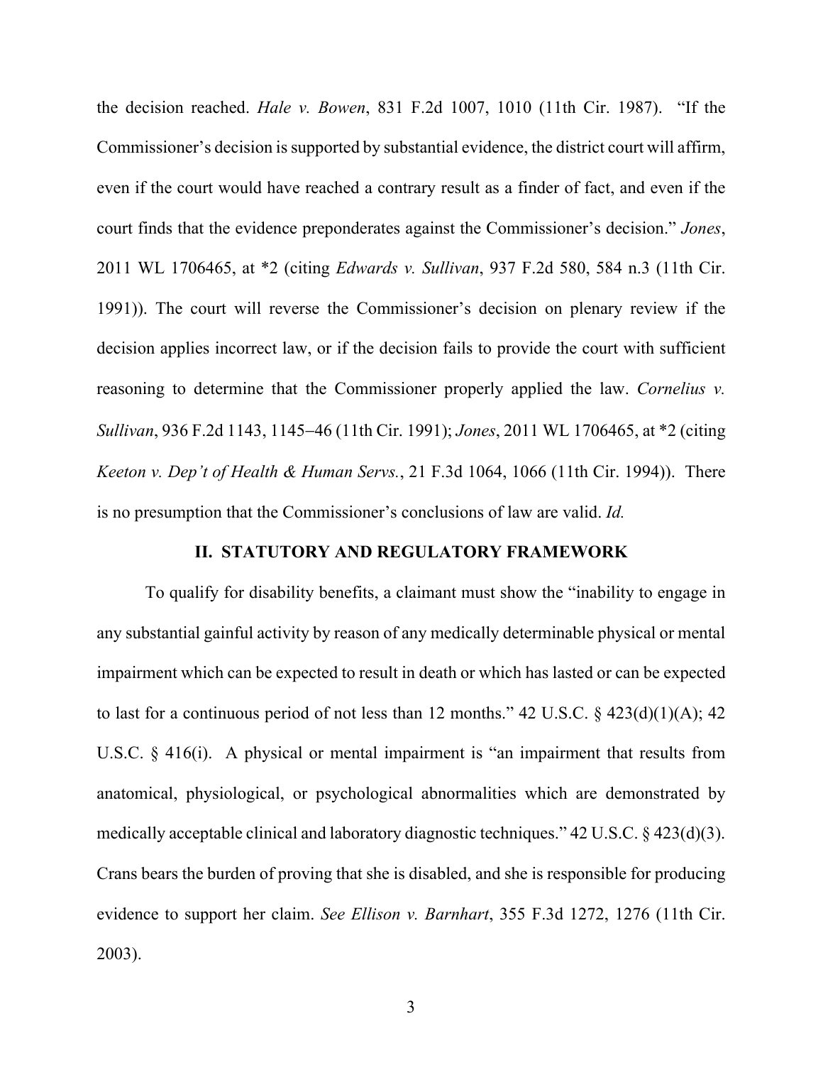the decision reached. *Hale v. Bowen*, 831 F.2d 1007, 1010 (11th Cir. 1987). "If the Commissioner's decision is supported by substantial evidence, the district court will affirm, even if the court would have reached a contrary result as a finder of fact, and even if the court finds that the evidence preponderates against the Commissioner's decision." *Jones*, 2011 WL 1706465, at *2 (citing *Edwards v. Sullivan*, 937 F.2d 580, 584 n.3 (11th Cir. 1991)). The court will reverse the Commissioner's decision on plenary review if the decision applies incorrect law, or if the decision fails to provide the court with sufficient reasoning to determine that the Commissioner properly applied the law. *Cornelius v. Sullivan*, 936 F.2d 1143, 1145–46 (11th Cir. 1991); *Jones*, 2011 WL 1706465, at *2 (citing *Keeton v. Dep't of Health & Human Servs.*, 21 F.3d 1064, 1066 (11th Cir. 1994)). There is no presumption that the Commissioner's conclusions of law are valid. *Id.*

## II. STATUTORY AND REGULATORY FRAMEWORK

To qualify for disability benefits, a claimant must show the "inability to engage in any substantial gainful activity by reason of any medically determinable physical or mental impairment which can be expected to result in death or which has lasted or can be expected to last for a continuous period of not less than 12 months." 42 U.S.C. § 423(d)(1)(A); 42 U.S.C. § 416(i). A physical or mental impairment is "an impairment that results from anatomical, physiological, or psychological abnormalities which are demonstrated by medically acceptable clinical and laboratory diagnostic techniques." 42 U.S.C. § 423(d)(3). Crans bears the burden of proving that she is disabled, and she is responsible for producing evidence to support her claim. *See Ellison v. Barnhart*, 355 F.3d 1272, 1276 (11th Cir. 2003).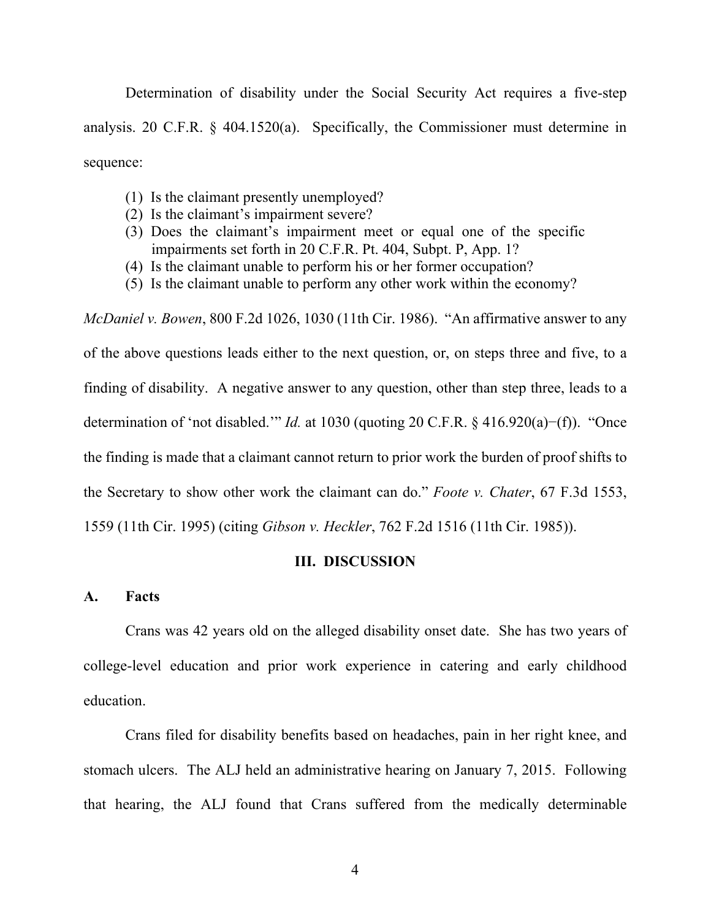Determination of disability under the Social Security Act requires a five-step analysis. 20 C.F.R. § 404.1520(a). Specifically, the Commissioner must determine in sequence:

(1) Is the claimant presently unemployed?
(2) Is the claimant's impairment severe?
(3) Does the claimant's impairment meet or equal one of the specific impairments set forth in 20 C.F.R. Pt. 404, Subpt. P, App. 1?
(4) Is the claimant unable to perform his or her former occupation?
(5) Is the claimant unable to perform any other work within the economy?

*McDaniel v. Bowen*, 800 F.2d 1026, 1030 (11th Cir. 1986). "An affirmative answer to any of the above questions leads either to the next question, or, on steps three and five, to a finding of disability. A negative answer to any question, other than step three, leads to a determination of 'not disabled.'" *Id.* at 1030 (quoting 20 C.F.R. § 416.920(a)−(f)). "Once the finding is made that a claimant cannot return to prior work the burden of proof shifts to the Secretary to show other work the claimant can do." *Foote v. Chater*, 67 F.3d 1553, 1559 (11th Cir. 1995) (citing *Gibson v. Heckler*, 762 F.2d 1516 (11th Cir. 1985)).

## III. DISCUSSION

### A. Facts

Crans was 42 years old on the alleged disability onset date. She has two years of college-level education and prior work experience in catering and early childhood education.

Crans filed for disability benefits based on headaches, pain in her right knee, and stomach ulcers. The ALJ held an administrative hearing on January 7, 2015. Following that hearing, the ALJ found that Crans suffered from the medically determinable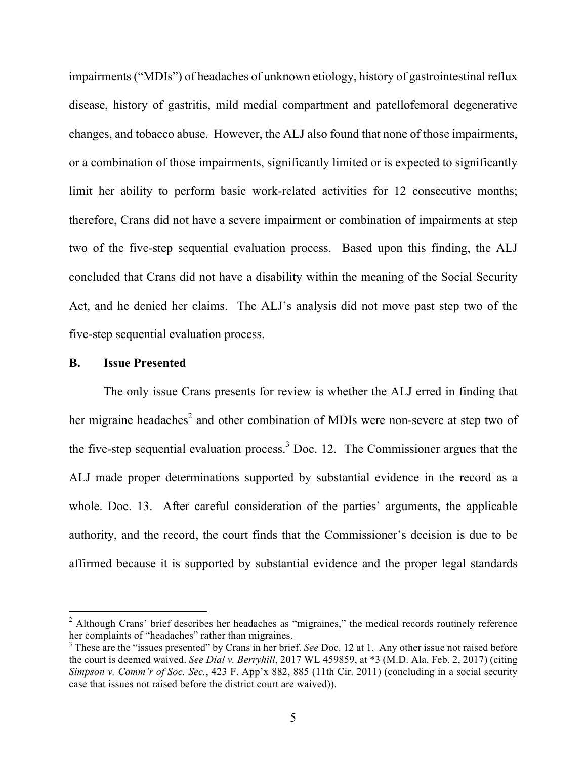impairments ("MDIs") of headaches of unknown etiology, history of gastrointestinal reflux disease, history of gastritis, mild medial compartment and patellofemoral degenerative changes, and tobacco abuse. However, the ALJ also found that none of those impairments, or a combination of those impairments, significantly limited or is expected to significantly limit her ability to perform basic work-related activities for 12 consecutive months; therefore, Crans did not have a severe impairment or combination of impairments at step two of the five-step sequential evaluation process. Based upon this finding, the ALJ concluded that Crans did not have a disability within the meaning of the Social Security Act, and he denied her claims. The ALJ's analysis did not move past step two of the five-step sequential evaluation process.

## B. Issue Presented

The only issue Crans presents for review is whether the ALJ erred in finding that her migraine headaches[2] and other combination of MDIs were non-severe at step two of the five-step sequential evaluation process.[3] Doc. 12. The Commissioner argues that the ALJ made proper determinations supported by substantial evidence in the record as a whole. Doc. 13. After careful consideration of the parties' arguments, the applicable authority, and the record, the court finds that the Commissioner's decision is due to be affirmed because it is supported by substantial evidence and the proper legal standards

---

[2] Although Crans' brief describes her headaches as "migraines," the medical records routinely reference her complaints of "headaches" rather than migraines.

[3] These are the "issues presented" by Crans in her brief. *See* Doc. 12 at 1. Any other issue not raised before the court is deemed waived. *See Dial v. Berryhill*, 2017 WL 459859, at *3 (M.D. Ala. Feb. 2, 2017) (citing *Simpson v. Comm'r of Soc. Sec.*, 423 F. App'x 882, 885 (11th Cir. 2011) (concluding in a social security case that issues not raised before the district court are waived)).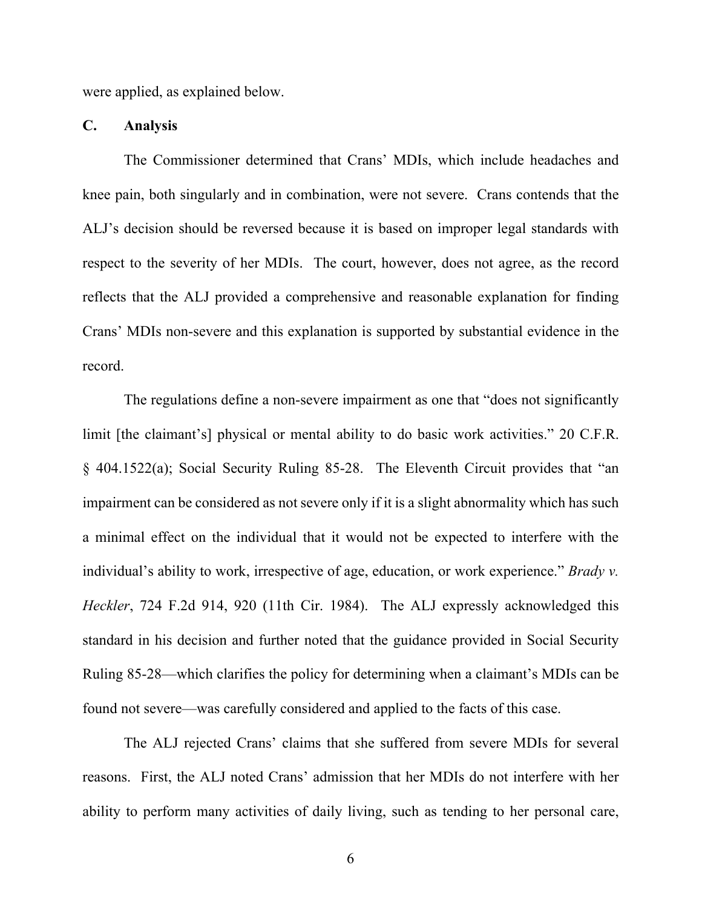were applied, as explained below.

## C. Analysis

The Commissioner determined that Crans' MDIs, which include headaches and knee pain, both singularly and in combination, were not severe. Crans contends that the ALJ's decision should be reversed because it is based on improper legal standards with respect to the severity of her MDIs. The court, however, does not agree, as the record reflects that the ALJ provided a comprehensive and reasonable explanation for finding Crans' MDIs non-severe and this explanation is supported by substantial evidence in the record.

The regulations define a non-severe impairment as one that "does not significantly limit [the claimant's] physical or mental ability to do basic work activities." 20 C.F.R. § 404.1522(a); Social Security Ruling 85-28. The Eleventh Circuit provides that "an impairment can be considered as not severe only if it is a slight abnormality which has such a minimal effect on the individual that it would not be expected to interfere with the individual's ability to work, irrespective of age, education, or work experience." *Brady v. Heckler*, 724 F.2d 914, 920 (11th Cir. 1984). The ALJ expressly acknowledged this standard in his decision and further noted that the guidance provided in Social Security Ruling 85-28—which clarifies the policy for determining when a claimant's MDIs can be found not severe—was carefully considered and applied to the facts of this case.

The ALJ rejected Crans' claims that she suffered from severe MDIs for several reasons. First, the ALJ noted Crans' admission that her MDIs do not interfere with her ability to perform many activities of daily living, such as tending to her personal care,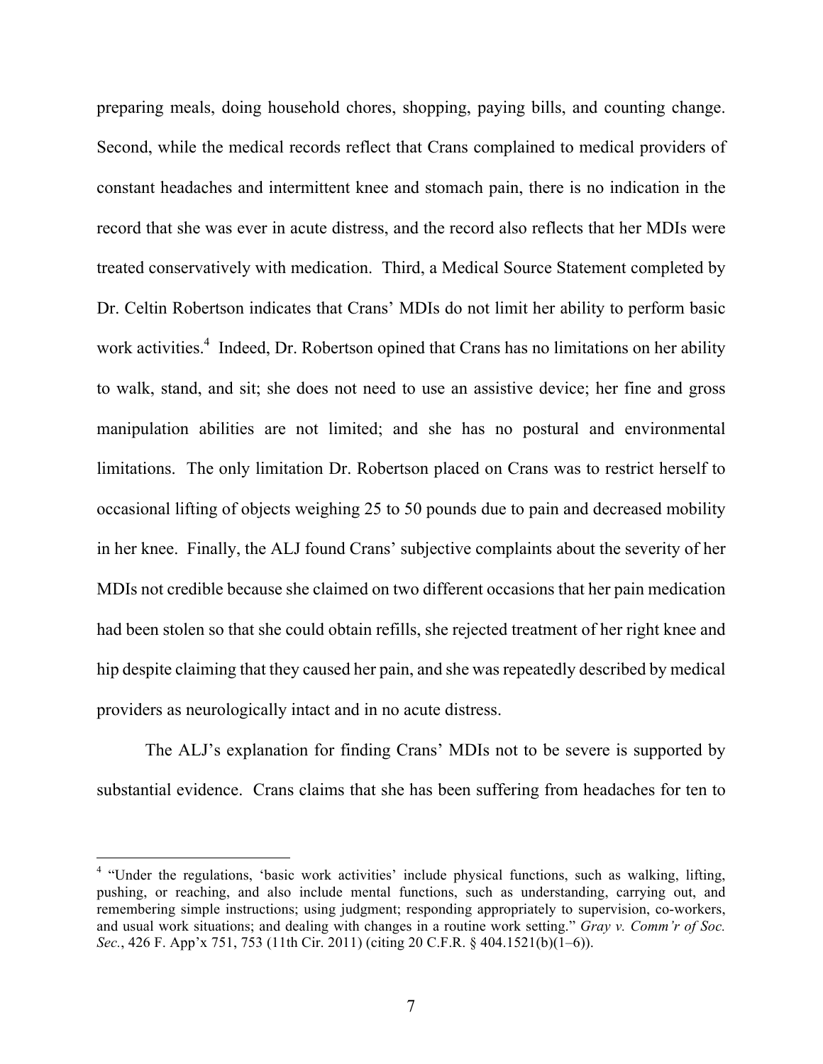preparing meals, doing household chores, shopping, paying bills, and counting change. Second, while the medical records reflect that Crans complained to medical providers of constant headaches and intermittent knee and stomach pain, there is no indication in the record that she was ever in acute distress, and the record also reflects that her MDIs were treated conservatively with medication. Third, a Medical Source Statement completed by Dr. Celtin Robertson indicates that Crans' MDIs do not limit her ability to perform basic work activities.[4] Indeed, Dr. Robertson opined that Crans has no limitations on her ability to walk, stand, and sit; she does not need to use an assistive device; her fine and gross manipulation abilities are not limited; and she has no postural and environmental limitations. The only limitation Dr. Robertson placed on Crans was to restrict herself to occasional lifting of objects weighing 25 to 50 pounds due to pain and decreased mobility in her knee. Finally, the ALJ found Crans' subjective complaints about the severity of her MDIs not credible because she claimed on two different occasions that her pain medication had been stolen so that she could obtain refills, she rejected treatment of her right knee and hip despite claiming that they caused her pain, and she was repeatedly described by medical providers as neurologically intact and in no acute distress.

The ALJ's explanation for finding Crans' MDIs not to be severe is supported by substantial evidence. Crans claims that she has been suffering from headaches for ten to

---

[4] "Under the regulations, 'basic work activities' include physical functions, such as walking, lifting, pushing, or reaching, and also include mental functions, such as understanding, carrying out, and remembering simple instructions; using judgment; responding appropriately to supervision, co-workers, and usual work situations; and dealing with changes in a routine work setting." *Gray v. Comm'r of Soc. Sec.*, 426 F. App'x 751, 753 (11th Cir. 2011) (citing 20 C.F.R. § 404.1521(b)(1–6)).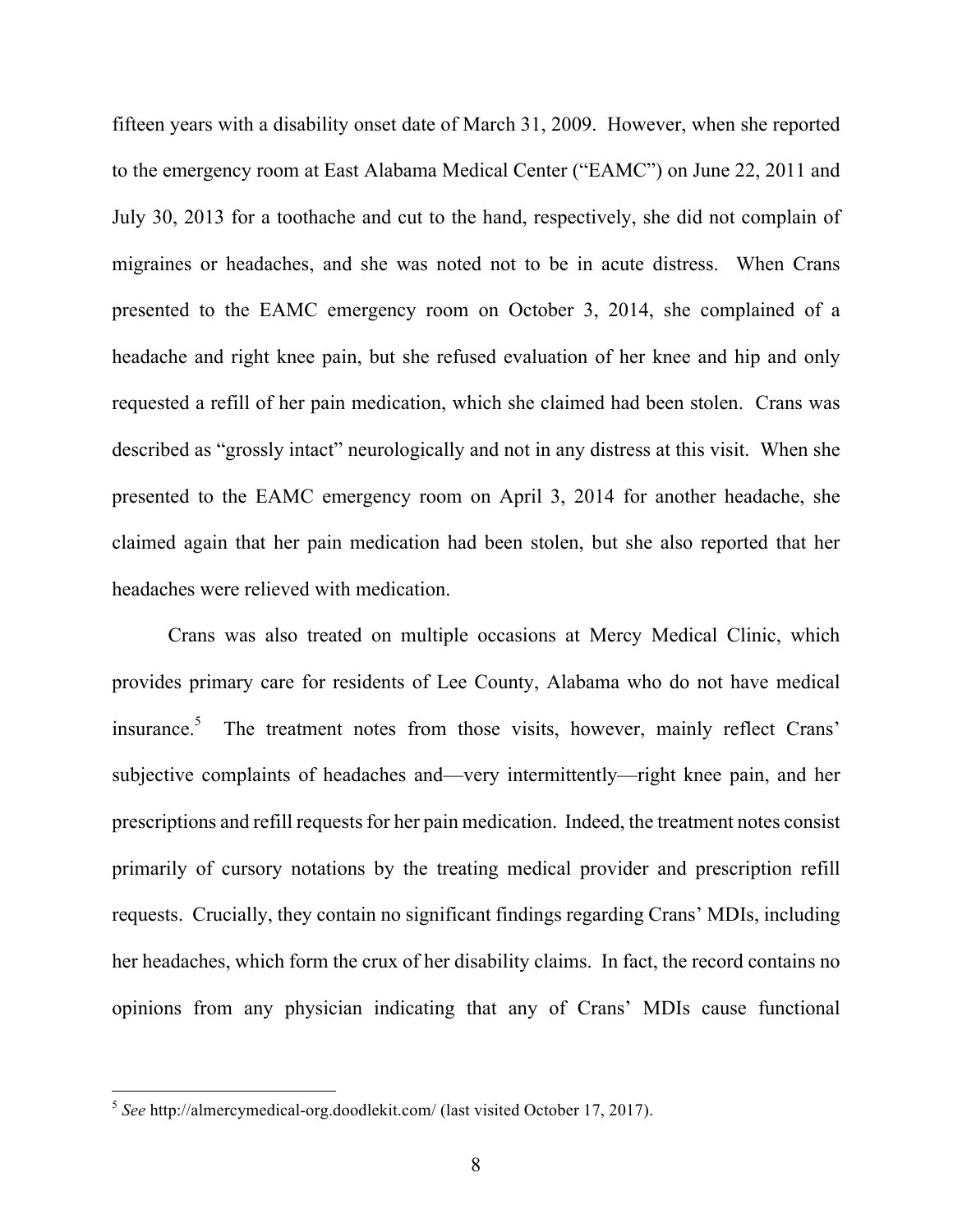fifteen years with a disability onset date of March 31, 2009. However, when she reported to the emergency room at East Alabama Medical Center ("EAMC") on June 22, 2011 and July 30, 2013 for a toothache and cut to the hand, respectively, she did not complain of migraines or headaches, and she was noted not to be in acute distress. When Crans presented to the EAMC emergency room on October 3, 2014, she complained of a headache and right knee pain, but she refused evaluation of her knee and hip and only requested a refill of her pain medication, which she claimed had been stolen. Crans was described as "grossly intact" neurologically and not in any distress at this visit. When she presented to the EAMC emergency room on April 3, 2014 for another headache, she claimed again that her pain medication had been stolen, but she also reported that her headaches were relieved with medication.

Crans was also treated on multiple occasions at Mercy Medical Clinic, which provides primary care for residents of Lee County, Alabama who do not have medical insurance.[5] The treatment notes from those visits, however, mainly reflect Crans' subjective complaints of headaches and—very intermittently—right knee pain, and her prescriptions and refill requests for her pain medication. Indeed, the treatment notes consist primarily of cursory notations by the treating medical provider and prescription refill requests. Crucially, they contain no significant findings regarding Crans' MDIs, including her headaches, which form the crux of her disability claims. In fact, the record contains no opinions from any physician indicating that any of Crans' MDIs cause functional

---

[5] *See* http://almercymedical-org.doodlekit.com/ (last visited October 17, 2017).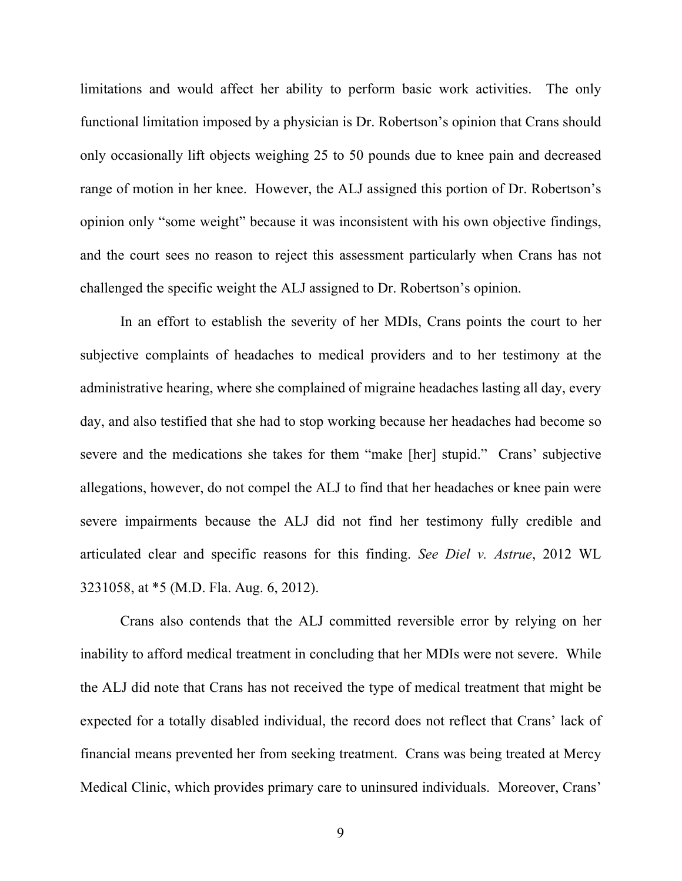limitations and would affect her ability to perform basic work activities. The only functional limitation imposed by a physician is Dr. Robertson's opinion that Crans should only occasionally lift objects weighing 25 to 50 pounds due to knee pain and decreased range of motion in her knee. However, the ALJ assigned this portion of Dr. Robertson's opinion only "some weight" because it was inconsistent with his own objective findings, and the court sees no reason to reject this assessment particularly when Crans has not challenged the specific weight the ALJ assigned to Dr. Robertson's opinion.

In an effort to establish the severity of her MDIs, Crans points the court to her subjective complaints of headaches to medical providers and to her testimony at the administrative hearing, where she complained of migraine headaches lasting all day, every day, and also testified that she had to stop working because her headaches had become so severe and the medications she takes for them "make [her] stupid." Crans' subjective allegations, however, do not compel the ALJ to find that her headaches or knee pain were severe impairments because the ALJ did not find her testimony fully credible and articulated clear and specific reasons for this finding. *See Diel v. Astrue*, 2012 WL 3231058, at *5 (M.D. Fla. Aug. 6, 2012).

Crans also contends that the ALJ committed reversible error by relying on her inability to afford medical treatment in concluding that her MDIs were not severe. While the ALJ did note that Crans has not received the type of medical treatment that might be expected for a totally disabled individual, the record does not reflect that Crans' lack of financial means prevented her from seeking treatment. Crans was being treated at Mercy Medical Clinic, which provides primary care to uninsured individuals. Moreover, Crans'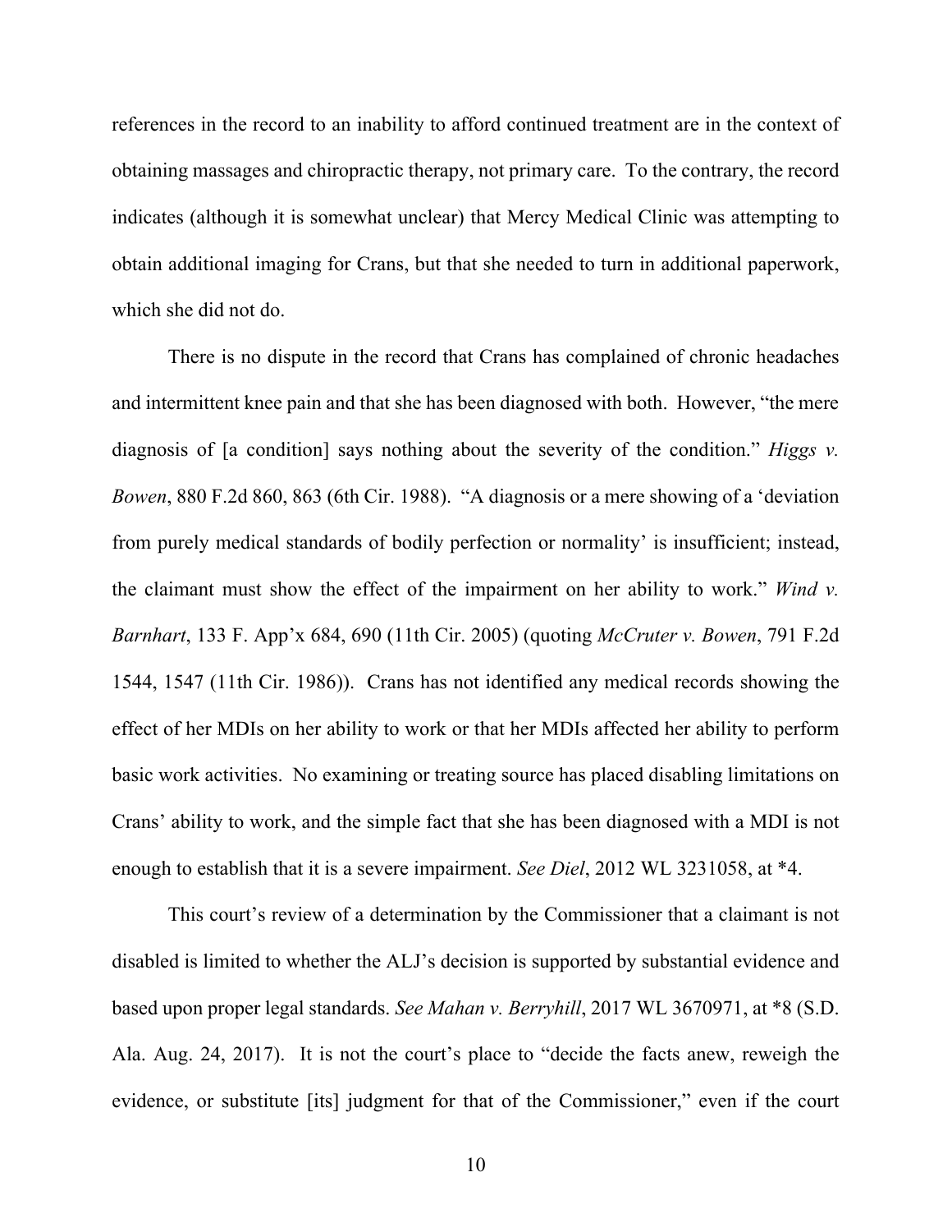references in the record to an inability to afford continued treatment are in the context of obtaining massages and chiropractic therapy, not primary care. To the contrary, the record indicates (although it is somewhat unclear) that Mercy Medical Clinic was attempting to obtain additional imaging for Crans, but that she needed to turn in additional paperwork, which she did not do.

There is no dispute in the record that Crans has complained of chronic headaches and intermittent knee pain and that she has been diagnosed with both. However, "the mere diagnosis of [a condition] says nothing about the severity of the condition." *Higgs v. Bowen*, 880 F.2d 860, 863 (6th Cir. 1988). "A diagnosis or a mere showing of a 'deviation from purely medical standards of bodily perfection or normality' is insufficient; instead, the claimant must show the effect of the impairment on her ability to work." *Wind v. Barnhart*, 133 F. App'x 684, 690 (11th Cir. 2005) (quoting *McCruter v. Bowen*, 791 F.2d 1544, 1547 (11th Cir. 1986)). Crans has not identified any medical records showing the effect of her MDIs on her ability to work or that her MDIs affected her ability to perform basic work activities. No examining or treating source has placed disabling limitations on Crans' ability to work, and the simple fact that she has been diagnosed with a MDI is not enough to establish that it is a severe impairment. *See Diel*, 2012 WL 3231058, at *4.

This court's review of a determination by the Commissioner that a claimant is not disabled is limited to whether the ALJ's decision is supported by substantial evidence and based upon proper legal standards. *See Mahan v. Berryhill*, 2017 WL 3670971, at *8 (S.D. Ala. Aug. 24, 2017). It is not the court's place to "decide the facts anew, reweigh the evidence, or substitute [its] judgment for that of the Commissioner," even if the court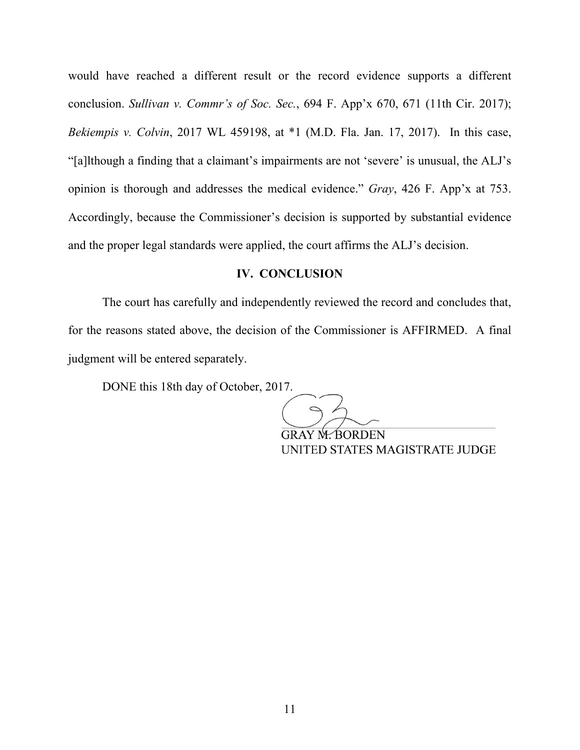would have reached a different result or the record evidence supports a different conclusion. *Sullivan v. Commr's of Soc. Sec.*, 694 F. App'x 670, 671 (11th Cir. 2017); *Bekiempis v. Colvin*, 2017 WL 459198, at *1 (M.D. Fla. Jan. 17, 2017). In this case, "[a]lthough a finding that a claimant's impairments are not 'severe' is unusual, the ALJ's opinion is thorough and addresses the medical evidence." *Gray*, 426 F. App'x at 753. Accordingly, because the Commissioner's decision is supported by substantial evidence and the proper legal standards were applied, the court affirms the ALJ's decision.

## IV. CONCLUSION

The court has carefully and independently reviewed the record and concludes that, for the reasons stated above, the decision of the Commissioner is AFFIRMED. A final judgment will be entered separately.

DONE this 18th day of October, 2017.

GRAY M. BORDEN
UNITED STATES MAGISTRATE JUDGE